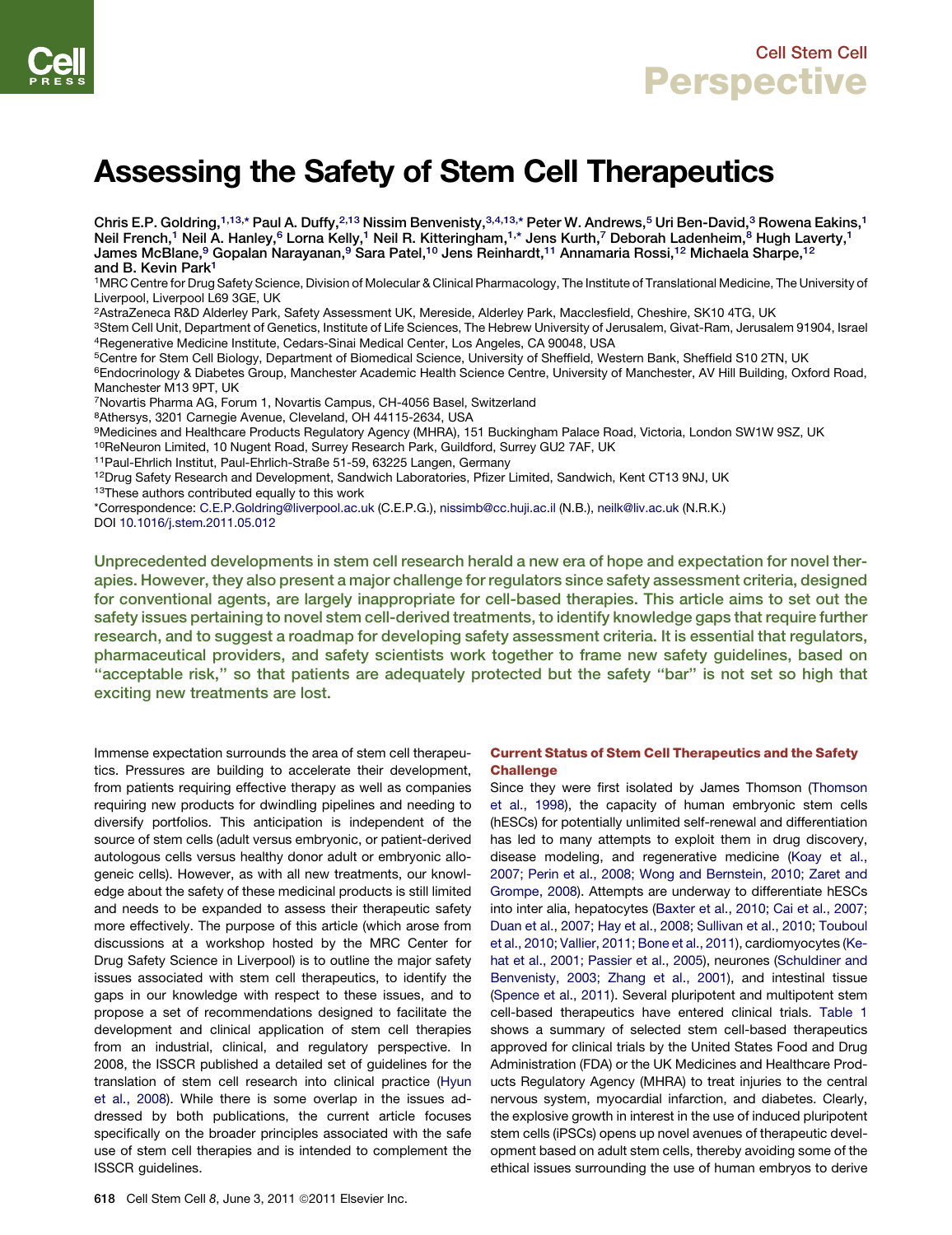# Assessing the Safety of Stem Cell Therapeutics

Chris E.P. Goldring,[1,13,*] Paul A. Duffy,[2,13] Nissim Benvenisty,[3,4,13,*] Peter W. Andrews,[5] Uri Ben-David,[3] Rowena Eakins,[1] Neil French,[1] Neil A. Hanley,[6] Lorna Kelly,[1] Neil R. Kitteringham,[1,*] Jens Kurth,[7] Deborah Ladenheim,[8] Hugh Laverty,[1] James McBlane,[9] Gopalan Narayanan,[9] Sara Patel,[10] Jens Reinhardt,[11] Annamaria Rossi,[12] Michaela Sharpe,[12] and B. Kevin Park[1]

[1]MRC Centre for Drug Safety Science, Division of Molecular & Clinical Pharmacology, The Institute of Translational Medicine, The University of Liverpool, Liverpool L69 3GE, UK

[2]AstraZeneca R&D Alderley Park, Safety Assessment UK, Mereside, Alderley Park, Macclesfield, Cheshire, SK10 4TG, UK

[3]Stem Cell Unit, Department of Genetics, Institute of Life Sciences, The Hebrew University of Jerusalem, Givat-Ram, Jerusalem 91904, Israel

[4]Regenerative Medicine Institute, Cedars-Sinai Medical Center, Los Angeles, CA 90048, USA

[5]Centre for Stem Cell Biology, Department of Biomedical Science, University of Sheffield, Western Bank, Sheffield S10 2TN, UK

[6]Endocrinology & Diabetes Group, Manchester Academic Health Science Centre, University of Manchester, AV Hill Building, Oxford Road, Manchester M13 9PT, UK

[7]Novartis Pharma AG, Forum 1, Novartis Campus, CH-4056 Basel, Switzerland

[8]Athersys, 3201 Carnegie Avenue, Cleveland, OH 44115-2634, USA

[9]Medicines and Healthcare Products Regulatory Agency (MHRA), 151 Buckingham Palace Road, Victoria, London SW1W 9SZ, UK

[10]ReNeuron Limited, 10 Nugent Road, Surrey Research Park, Guildford, Surrey GU2 7AF, UK

[11]Paul-Ehrlich Institut, Paul-Ehrlich-Straße 51-59, 63225 Langen, Germany

[12]Drug Safety Research and Development, Sandwich Laboratories, Pfizer Limited, Sandwich, Kent CT13 9NJ, UK

[13]These authors contributed equally to this work

*Correspondence: C.E.P.Goldring@liverpool.ac.uk (C.E.P.G.), nissimb@cc.huji.ac.il (N.B.), neilk@liv.ac.uk (N.R.K.)

DOI 10.1016/j.stem.2011.05.012

**Unprecedented developments in stem cell research herald a new era of hope and expectation for novel therapies. However, they also present a major challenge for regulators since safety assessment criteria, designed for conventional agents, are largely inappropriate for cell-based therapies. This article aims to set out the safety issues pertaining to novel stem cell-derived treatments, to identify knowledge gaps that require further research, and to suggest a roadmap for developing safety assessment criteria. It is essential that regulators, pharmaceutical providers, and safety scientists work together to frame new safety guidelines, based on "acceptable risk," so that patients are adequately protected but the safety "bar" is not set so high that exciting new treatments are lost.**

Immense expectation surrounds the area of stem cell therapeutics. Pressures are building to accelerate their development, from patients requiring effective therapy as well as companies requiring new products for dwindling pipelines and needing to diversify portfolios. This anticipation is independent of the source of stem cells (adult versus embryonic, or patient-derived autologous cells versus healthy donor adult or embryonic allogeneic cells). However, as with all new treatments, our knowledge about the safety of these medicinal products is still limited and needs to be expanded to assess their therapeutic safety more effectively. The purpose of this article (which arose from discussions at a workshop hosted by the MRC Center for Drug Safety Science in Liverpool) is to outline the major safety issues associated with stem cell therapeutics, to identify the gaps in our knowledge with respect to these issues, and to propose a set of recommendations designed to facilitate the development and clinical application of stem cell therapies from an industrial, clinical, and regulatory perspective. In 2008, the ISSCR published a detailed set of guidelines for the translation of stem cell research into clinical practice (Hyun et al., 2008). While there is some overlap in the issues addressed by both publications, the current article focuses specifically on the broader principles associated with the safe use of stem cell therapies and is intended to complement the ISSCR guidelines.

## Current Status of Stem Cell Therapeutics and the Safety Challenge

Since they were first isolated by James Thomson (Thomson et al., 1998), the capacity of human embryonic stem cells (hESCs) for potentially unlimited self-renewal and differentiation has led to many attempts to exploit them in drug discovery, disease modeling, and regenerative medicine (Koay et al., 2007; Perin et al., 2008; Wong and Bernstein, 2010; Zaret and Grompe, 2008). Attempts are underway to differentiate hESCs into inter alia, hepatocytes (Baxter et al., 2010; Cai et al., 2007; Duan et al., 2007; Hay et al., 2008; Sullivan et al., 2010; Touboul et al., 2010; Vallier, 2011; Bone et al., 2011), cardiomyocytes (Kehat et al., 2001; Passier et al., 2005), neurones (Schuldiner and Benvenisty, 2003; Zhang et al., 2001), and intestinal tissue (Spence et al., 2011). Several pluripotent and multipotent stem cell-based therapeutics have entered clinical trials. Table 1 shows a summary of selected stem cell-based therapeutics approved for clinical trials by the United States Food and Drug Administration (FDA) or the UK Medicines and Healthcare Products Regulatory Agency (MHRA) to treat injuries to the central nervous system, myocardial infarction, and diabetes. Clearly, the explosive growth in interest in the use of induced pluripotent stem cells (iPSCs) opens up novel avenues of therapeutic development based on adult stem cells, thereby avoiding some of the ethical issues surrounding the use of human embryos to derive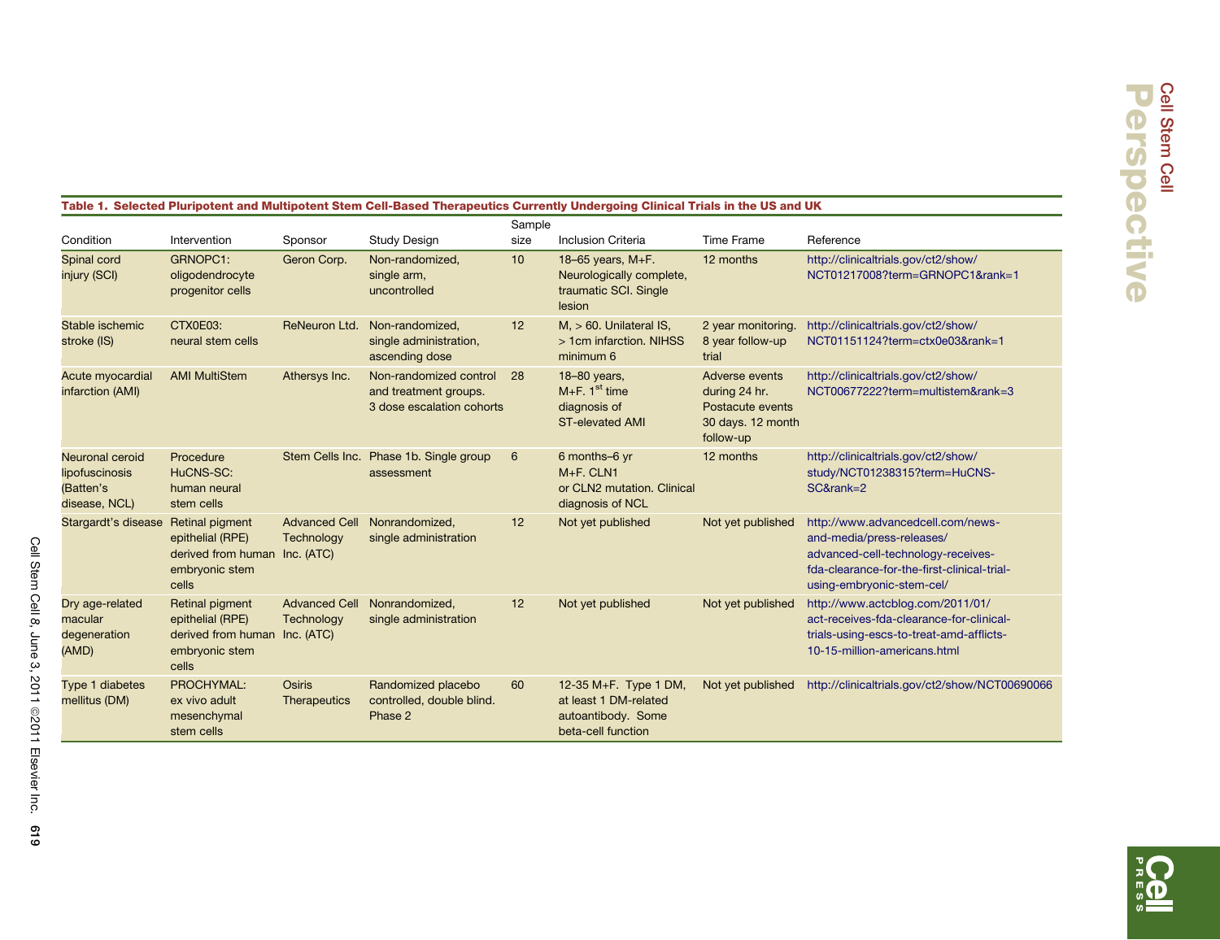**Table 1. Selected Pluripotent and Multipotent Stem Cell-Based Therapeutics Currently Undergoing Clinical Trials in the US and UK**

| Condition | Intervention | Sponsor | Study Design | Sample size | Inclusion Criteria | Time Frame | Reference |
|---|---|---|---|---|---|---|---|
| Spinal cord injury (SCI) | GRNOPC1: oligodendrocyte progenitor cells | Geron Corp. | Non-randomized, single arm, uncontrolled | 10 | 18–65 years, M+F. Neurologically complete, traumatic SCI. Single lesion | 12 months | http://clinicaltrials.gov/ct2/show/NCT01217008?term=GRNOPC1&rank=1 |
| Stable ischemic stroke (IS) | CTX0E03: neural stem cells | ReNeuron Ltd. | Non-randomized, single administration, ascending dose | 12 | M, > 60. Unilateral IS, > 1cm infarction. NIHSS minimum 6 | 2 year monitoring. 8 year follow-up trial | http://clinicaltrials.gov/ct2/show/NCT01151124?term=ctx0e03&rank=1 |
| Acute myocardial infarction (AMI) | AMI MultiStem | Athersys Inc. | Non-randomized control and treatment groups. 3 dose escalation cohorts | 28 | 18–80 years, M+F. 1st time diagnosis of ST-elevated AMI | Adverse events during 24 hr. Postacute events 30 days. 12 month follow-up | http://clinicaltrials.gov/ct2/show/NCT00677222?term=multistem&rank=3 |
| Neuronal ceroid lipofuscinosis (Batten's disease, NCL) | Procedure HuCNS-SC: human neural stem cells | Stem Cells Inc. | Phase 1b. Single group assessment | 6 | 6 months–6 yr M+F. CLN1 or CLN2 mutation. Clinical diagnosis of NCL | 12 months | http://clinicaltrials.gov/ct2/show/study/NCT01238315?term=HuCNS-SC&rank=2 |
| Stargardt's disease | Retinal pigment epithelial (RPE) derived from human embryonic stem cells | Advanced Cell Technology Inc. (ATC) | Nonrandomized, single administration | 12 | Not yet published | Not yet published | http://www.advancedcell.com/news-and-media/press-releases/advanced-cell-technology-receives-fda-clearance-for-the-first-clinical-trial-using-embryonic-stem-cel/ |
| Dry age-related macular degeneration (AMD) | Retinal pigment epithelial (RPE) derived from human embryonic stem cells | Advanced Cell Technology Inc. (ATC) | Nonrandomized, single administration | 12 | Not yet published | Not yet published | http://www.actcblog.com/2011/01/act-receives-fda-clearance-for-clinical-trials-using-escs-to-treat-amd-afflicts-10-15-million-americans.html |
| Type 1 diabetes mellitus (DM) | PROCHYMAL: ex vivo adult mesenchymal stem cells | Osiris Therapeutics | Randomized placebo controlled, double blind. Phase 2 | 60 | 12-35 M+F. Type 1 DM, at least 1 DM-related autoantibody. Some beta-cell function | Not yet published | http://clinicaltrials.gov/ct2/show/NCT00690066 |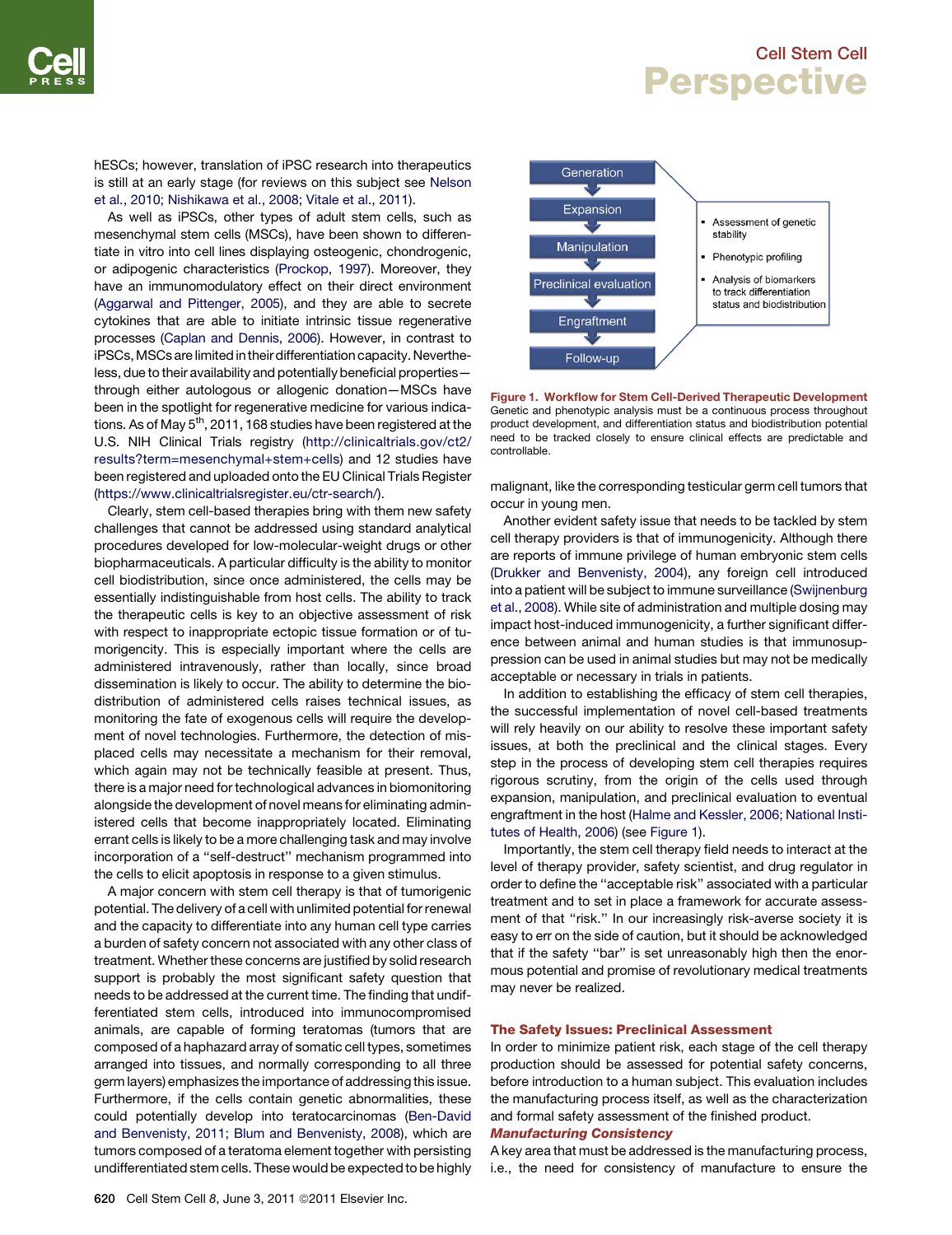hESCs; however, translation of iPSC research into therapeutics is still at an early stage (for reviews on this subject see Nelson et al., 2010; Nishikawa et al., 2008; Vitale et al., 2011).

As well as iPSCs, other types of adult stem cells, such as mesenchymal stem cells (MSCs), have been shown to differentiate in vitro into cell lines displaying osteogenic, chondrogenic, or adipogenic characteristics (Prockop, 1997). Moreover, they have an immunomodulatory effect on their direct environment (Aggarwal and Pittenger, 2005), and they are able to secrete cytokines that are able to initiate intrinsic tissue regenerative processes (Caplan and Dennis, 2006). However, in contrast to iPSCs, MSCs are limited in their differentiation capacity. Nevertheless, due to their availability and potentially beneficial properties—through either autologous or allogenic donation—MSCs have been in the spotlight for regenerative medicine for various indications. As of May 5th, 2011, 168 studies have been registered at the U.S. NIH Clinical Trials registry (http://clinicaltrials.gov/ct2/results?term=mesenchymal+stem+cells) and 12 studies have been registered and uploaded onto the EU Clinical Trials Register (https://www.clinicaltrialsregister.eu/ctr-search/).

Clearly, stem cell-based therapies bring with them new safety challenges that cannot be addressed using standard analytical procedures developed for low-molecular-weight drugs or other biopharmaceuticals. A particular difficulty is the ability to monitor cell biodistribution, since once administered, the cells may be essentially indistinguishable from host cells. The ability to track the therapeutic cells is key to an objective assessment of risk with respect to inappropriate ectopic tissue formation or of tumorigenicity. This is especially important where the cells are administered intravenously, rather than locally, since broad dissemination is likely to occur. The ability to determine the biodistribution of administered cells raises technical issues, as monitoring the fate of exogenous cells will require the development of novel technologies. Furthermore, the detection of misplaced cells may necessitate a mechanism for their removal, which again may not be technically feasible at present. Thus, there is a major need for technological advances in biomonitoring alongside the development of novel means for eliminating administered cells that become inappropriately located. Eliminating errant cells is likely to be a more challenging task and may involve incorporation of a "self-destruct" mechanism programmed into the cells to elicit apoptosis in response to a given stimulus.

A major concern with stem cell therapy is that of tumorigenic potential. The delivery of a cell with unlimited potential for renewal and the capacity to differentiate into any human cell type carries a burden of safety concern not associated with any other class of treatment. Whether these concerns are justified by solid research support is probably the most significant safety question that needs to be addressed at the current time. The finding that undifferentiated stem cells, introduced into immunocompromised animals, are capable of forming teratomas (tumors that are composed of a haphazard array of somatic cell types, sometimes arranged into tissues, and normally corresponding to all three germ layers) emphasizes the importance of addressing this issue. Furthermore, if the cells contain genetic abnormalities, these could potentially develop into teratocarcinomas (Ben-David and Benvenisty, 2011; Blum and Benvenisty, 2008), which are tumors composed of a teratoma element together with persisting undifferentiated stem cells. These would be expected to be highly malignant, like the corresponding testicular germ cell tumors that occur in young men.

Another evident safety issue that needs to be tackled by stem cell therapy providers is that of immunogenicity. Although there are reports of immune privilege of human embryonic stem cells (Drukker and Benvenisty, 2004), any foreign cell introduced into a patient will be subject to immune surveillance (Swijnenburg et al., 2008). While site of administration and multiple dosing may impact host-induced immunogenicity, a further significant difference between animal and human studies is that immunosuppression can be used in animal studies but may not be medically acceptable or necessary in trials in patients.

In addition to establishing the efficacy of stem cell therapies, the successful implementation of novel cell-based treatments will rely heavily on our ability to resolve these important safety issues, at both the preclinical and the clinical stages. Every step in the process of developing stem cell therapies requires rigorous scrutiny, from the origin of the cells used through expansion, manipulation, and preclinical evaluation to eventual engraftment in the host (Halme and Kessler, 2006; National Institutes of Health, 2006) (see Figure 1).

Importantly, the stem cell therapy field needs to interact at the level of therapy provider, safety scientist, and drug regulator in order to define the "acceptable risk" associated with a particular treatment and to set in place a framework for accurate assessment of that "risk." In our increasingly risk-averse society it is easy to err on the side of caution, but it should be acknowledged that if the safety "bar" is set unreasonably high then the enormous potential and promise of revolutionary medical treatments may never be realized.

Generation → Expansion → Manipulation → Preclinical evaluation → Engraftment → Follow-up

- Assessment of genetic stability
- Phenotypic profiling
- Analysis of biomarkers to track differentiation status and biodistribution

**Figure 1. Workflow for Stem Cell-Derived Therapeutic Development**
Genetic and phenotypic analysis must be a continuous process throughout product development, and differentiation status and biodistribution potential need to be tracked closely to ensure clinical effects are predictable and controllable.

## The Safety Issues: Preclinical Assessment

In order to minimize patient risk, each stage of the cell therapy production should be assessed for potential safety concerns, before introduction to a human subject. This evaluation includes the manufacturing process itself, as well as the characterization and formal safety assessment of the finished product.

### *Manufacturing Consistency*

A key area that must be addressed is the manufacturing process, i.e., the need for consistency of manufacture to ensure the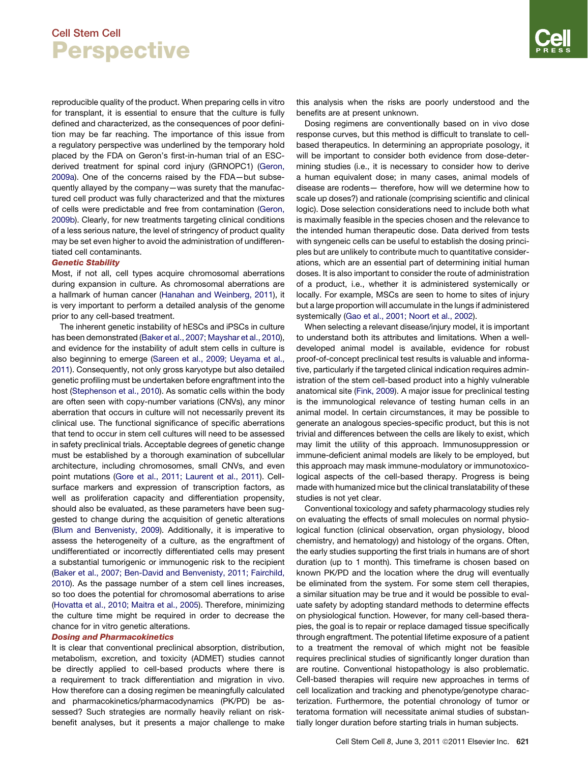reproducible quality of the product. When preparing cells in vitro for transplant, it is essential to ensure that the culture is fully defined and characterized, as the consequences of poor definition may be far reaching. The importance of this issue from a regulatory perspective was underlined by the temporary hold placed by the FDA on Geron's first-in-human trial of an ESC-derived treatment for spinal cord injury (GRNOPC1) (Geron, 2009a). One of the concerns raised by the FDA—but subsequently allayed by the company—was surety that the manufactured cell product was fully characterized and that the mixtures of cells were predictable and free from contamination (Geron, 2009b). Clearly, for new treatments targeting clinical conditions of a less serious nature, the level of stringency of product quality may be set even higher to avoid the administration of undifferentiated cell contaminants.

### *Genetic Stability*

Most, if not all, cell types acquire chromosomal aberrations during expansion in culture. As chromosomal aberrations are a hallmark of human cancer (Hanahan and Weinberg, 2011), it is very important to perform a detailed analysis of the genome prior to any cell-based treatment.

The inherent genetic instability of hESCs and iPSCs in culture has been demonstrated (Baker et al., 2007; Mayshar et al., 2010), and evidence for the instability of adult stem cells in culture is also beginning to emerge (Sareen et al., 2009; Ueyama et al., 2011). Consequently, not only gross karyotype but also detailed genetic profiling must be undertaken before engraftment into the host (Stephenson et al., 2010). As somatic cells within the body are often seen with copy-number variations (CNVs), any minor aberration that occurs in culture will not necessarily prevent its clinical use. The functional significance of specific aberrations that tend to occur in stem cell cultures will need to be assessed in safety preclinical trials. Acceptable degrees of genetic change must be established by a thorough examination of subcellular architecture, including chromosomes, small CNVs, and even point mutations (Gore et al., 2011; Laurent et al., 2011). Cell-surface markers and expression of transcription factors, as well as proliferation capacity and differentiation propensity, should also be evaluated, as these parameters have been suggested to change during the acquisition of genetic alterations (Blum and Benvenisty, 2009). Additionally, it is imperative to assess the heterogeneity of a culture, as the engraftment of undifferentiated or incorrectly differentiated cells may present a substantial tumorigenic or immunogenic risk to the recipient (Baker et al., 2007; Ben-David and Benvenisty, 2011; Fairchild, 2010). As the passage number of a stem cell lines increases, so too does the potential for chromosomal aberrations to arise (Hovatta et al., 2010; Maitra et al., 2005). Therefore, minimizing the culture time might be required in order to decrease the chance for in vitro genetic alterations.

### *Dosing and Pharmacokinetics*

It is clear that conventional preclinical absorption, distribution, metabolism, excretion, and toxicity (ADMET) studies cannot be directly applied to cell-based products where there is a requirement to track differentiation and migration in vivo. How therefore can a dosing regimen be meaningfully calculated and pharmacokinetics/pharmacodynamics (PK/PD) be assessed? Such strategies are normally heavily reliant on risk-benefit analyses, but it presents a major challenge to make this analysis when the risks are poorly understood and the benefits are at present unknown.

Dosing regimens are conventionally based on in vivo dose response curves, but this method is difficult to translate to cell-based therapeutics. In determining an appropriate posology, it will be important to consider both evidence from dose-determining studies (i.e., it is necessary to consider how to derive a human equivalent dose; in many cases, animal models of disease are rodents— therefore, how will we determine how to scale up doses?) and rationale (comprising scientific and clinical logic). Dose selection considerations need to include both what is maximally feasible in the species chosen and the relevance to the intended human therapeutic dose. Data derived from tests with syngeneic cells can be useful to establish the dosing principles but are unlikely to contribute much to quantitative considerations, which are an essential part of determining initial human doses. It is also important to consider the route of administration of a product, i.e., whether it is administered systemically or locally. For example, MSCs are seen to home to sites of injury but a large proportion will accumulate in the lungs if administered systemically (Gao et al., 2001; Noort et al., 2002).

When selecting a relevant disease/injury model, it is important to understand both its attributes and limitations. When a well-developed animal model is available, evidence for robust proof-of-concept preclinical test results is valuable and informative, particularly if the targeted clinical indication requires administration of the stem cell-based product into a highly vulnerable anatomical site (Fink, 2009). A major issue for preclinical testing is the immunological relevance of testing human cells in an animal model. In certain circumstances, it may be possible to generate an analogous species-specific product, but this is not trivial and differences between the cells are likely to exist, which may limit the utility of this approach. Immunosuppression or immune-deficient animal models are likely to be employed, but this approach may mask immune-modulatory or immunotoxicological aspects of the cell-based therapy. Progress is being made with humanized mice but the clinical translatability of these studies is not yet clear.

Conventional toxicology and safety pharmacology studies rely on evaluating the effects of small molecules on normal physiological function (clinical observation, organ physiology, blood chemistry, and hematology) and histology of the organs. Often, the early studies supporting the first trials in humans are of short duration (up to 1 month). This timeframe is chosen based on known PK/PD and the location where the drug will eventually be eliminated from the system. For some stem cell therapies, a similar situation may be true and it would be possible to evaluate safety by adopting standard methods to determine effects on physiological function. However, for many cell-based therapies, the goal is to repair or replace damaged tissue specifically through engraftment. The potential lifetime exposure of a patient to a treatment the removal of which might not be feasible requires preclinical studies of significantly longer duration than are routine. Conventional histopathology is also problematic. Cell-based therapies will require new approaches in terms of cell localization and tracking and phenotype/genotype characterization. Furthermore, the potential chronology of tumor or teratoma formation will necessitate animal studies of substantially longer duration before starting trials in human subjects.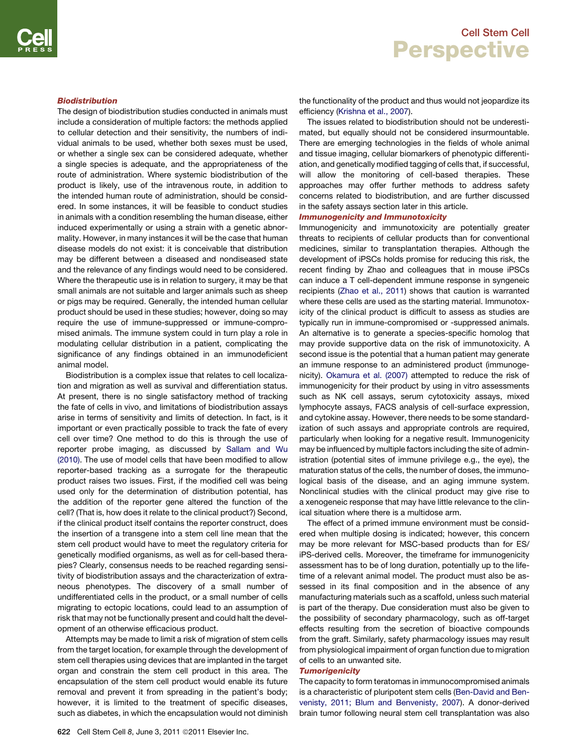### Biodistribution

The design of biodistribution studies conducted in animals must include a consideration of multiple factors: the methods applied to cellular detection and their sensitivity, the numbers of individual animals to be used, whether both sexes must be used, or whether a single sex can be considered adequate, whether a single species is adequate, and the appropriateness of the route of administration. Where systemic biodistribution of the product is likely, use of the intravenous route, in addition to the intended human route of administration, should be considered. In some instances, it will be feasible to conduct studies in animals with a condition resembling the human disease, either induced experimentally or using a strain with a genetic abnormality. However, in many instances it will be the case that human disease models do not exist: it is conceivable that distribution may be different between a diseased and nondiseased state and the relevance of any findings would need to be considered. Where the therapeutic use is in relation to surgery, it may be that small animals are not suitable and larger animals such as sheep or pigs may be required. Generally, the intended human cellular product should be used in these studies; however, doing so may require the use of immune-suppressed or immune-compromised animals. The immune system could in turn play a role in modulating cellular distribution in a patient, complicating the significance of any findings obtained in an immunodeficient animal model.

Biodistribution is a complex issue that relates to cell localization and migration as well as survival and differentiation status. At present, there is no single satisfactory method of tracking the fate of cells in vivo, and limitations of biodistribution assays arise in terms of sensitivity and limits of detection. In fact, is it important or even practically possible to track the fate of every cell over time? One method to do this is through the use of reporter probe imaging, as discussed by Sallam and Wu (2010). The use of model cells that have been modified to allow reporter-based tracking as a surrogate for the therapeutic product raises two issues. First, if the modified cell was being used only for the determination of distribution potential, has the addition of the reporter gene altered the function of the cell? (That is, how does it relate to the clinical product?) Second, if the clinical product itself contains the reporter construct, does the insertion of a transgene into a stem cell line mean that the stem cell product would have to meet the regulatory criteria for genetically modified organisms, as well as for cell-based therapies? Clearly, consensus needs to be reached regarding sensitivity of biodistribution assays and the characterization of extraneous phenotypes. The discovery of a small number of undifferentiated cells in the product, or a small number of cells migrating to ectopic locations, could lead to an assumption of risk that may not be functionally present and could halt the development of an otherwise efficacious product.

Attempts may be made to limit a risk of migration of stem cells from the target location, for example through the development of stem cell therapies using devices that are implanted in the target organ and constrain the stem cell product in this area. The encapsulation of the stem cell product would enable its future removal and prevent it from spreading in the patient's body; however, it is limited to the treatment of specific diseases, such as diabetes, in which the encapsulation would not diminish the functionality of the product and thus would not jeopardize its efficiency (Krishna et al., 2007).

The issues related to biodistribution should not be underestimated, but equally should not be considered insurmountable. There are emerging technologies in the fields of whole animal and tissue imaging, cellular biomarkers of phenotypic differentiation, and genetically modified tagging of cells that, if successful, will allow the monitoring of cell-based therapies. These approaches may offer further methods to address safety concerns related to biodistribution, and are further discussed in the safety assays section later in this article.

### Immunogenicity and Immunotoxicity

Immunogenicity and immunotoxicity are potentially greater threats to recipients of cellular products than for conventional medicines, similar to transplantation therapies. Although the development of iPSCs holds promise for reducing this risk, the recent finding by Zhao and colleagues that in mouse iPSCs can induce a T cell-dependent immune response in syngeneic recipients (Zhao et al., 2011) shows that caution is warranted where these cells are used as the starting material. Immunotoxicity of the clinical product is difficult to assess as studies are typically run in immune-compromised or -suppressed animals. An alternative is to generate a species-specific homolog that may provide supportive data on the risk of immunotoxicity. A second issue is the potential that a human patient may generate an immune response to an administered product (immunogenicity). Okamura et al. (2007) attempted to reduce the risk of immunogenicity for their product by using in vitro assessments such as NK cell assays, serum cytotoxicity assays, mixed lymphocyte assays, FACS analysis of cell-surface expression, and cytokine assay. However, there needs to be some standardization of such assays and appropriate controls are required, particularly when looking for a negative result. Immunogenicity may be influenced by multiple factors including the site of administration (potential sites of immune privilege e.g., the eye), the maturation status of the cells, the number of doses, the immunological basis of the disease, and an aging immune system. Nonclinical studies with the clinical product may give rise to a xenogeneic response that may have little relevance to the clinical situation where there is a multidose arm.

The effect of a primed immune environment must be considered when multiple dosing is indicated; however, this concern may be more relevant for MSC-based products than for ES/iPS-derived cells. Moreover, the timeframe for immunogenicity assessment has to be of long duration, potentially up to the lifetime of a relevant animal model. The product must also be assessed in its final composition and in the absence of any manufacturing materials such as a scaffold, unless such material is part of the therapy. Due consideration must also be given to the possibility of secondary pharmacology, such as off-target effects resulting from the secretion of bioactive compounds from the graft. Similarly, safety pharmacology issues may result from physiological impairment of organ function due to migration of cells to an unwanted site.

### Tumorigenicity

The capacity to form teratomas in immunocompromised animals is a characteristic of pluripotent stem cells (Ben-David and Benvenisty, 2011; Blum and Benvenisty, 2007). A donor-derived brain tumor following neural stem cell transplantation was also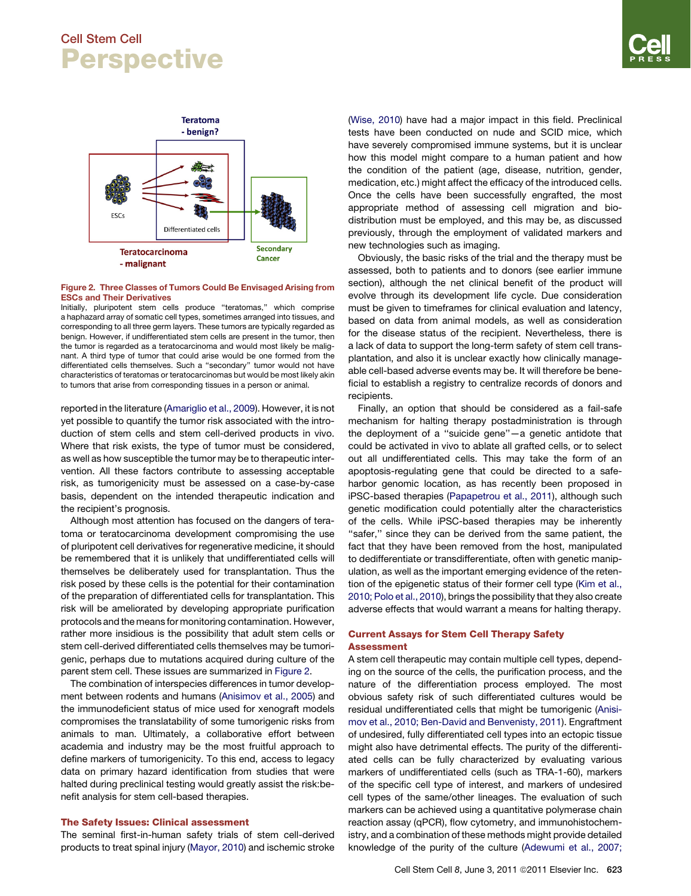**Figure 2. Three Classes of Tumors Could Be Envisaged Arising from ESCs and Their Derivatives**

Initially, pluripotent stem cells produce "teratomas," which comprise a haphazard array of somatic cell types, sometimes arranged into tissues, and corresponding to all three germ layers. These tumors are typically regarded as benign. However, if undifferentiated stem cells are present in the tumor, then the tumor is regarded as a teratocarcinoma and would most likely be malignant. A third type of tumor that could arise would be one formed from the differentiated cells themselves. Such a "secondary" tumor would not have characteristics of teratomas or teratocarcinomas but would be most likely akin to tumors that arise from corresponding tissues in a person or animal.

reported in the literature (Amariglio et al., 2009). However, it is not yet possible to quantify the tumor risk associated with the introduction of stem cells and stem cell-derived products in vivo. Where that risk exists, the type of tumor must be considered, as well as how susceptible the tumor may be to therapeutic intervention. All these factors contribute to assessing acceptable risk, as tumorigenicity must be assessed on a case-by-case basis, dependent on the intended therapeutic indication and the recipient's prognosis.

Although most attention has focused on the dangers of teratoma or teratocarcinoma development compromising the use of pluripotent cell derivatives for regenerative medicine, it should be remembered that it is unlikely that undifferentiated cells will themselves be deliberately used for transplantation. Thus the risk posed by these cells is the potential for their contamination of the preparation of differentiated cells for transplantation. This risk will be ameliorated by developing appropriate purification protocols and the means for monitoring contamination. However, rather more insidious is the possibility that adult stem cells or stem cell-derived differentiated cells themselves may be tumorigenic, perhaps due to mutations acquired during culture of the parent stem cell. These issues are summarized in Figure 2.

The combination of interspecies differences in tumor development between rodents and humans (Anisimov et al., 2005) and the immunodeficient status of mice used for xenograft models compromises the translatability of some tumorigenic risks from animals to man. Ultimately, a collaborative effort between academia and industry may be the most fruitful approach to define markers of tumorigenicity. To this end, access to legacy data on primary hazard identification from studies that were halted during preclinical testing would greatly assist the risk:benefit analysis for stem cell-based therapies.

## The Safety Issues: Clinical assessment

The seminal first-in-human safety trials of stem cell-derived products to treat spinal injury (Mayor, 2010) and ischemic stroke (Wise, 2010) have had a major impact in this field. Preclinical tests have been conducted on nude and SCID mice, which have severely compromised immune systems, but it is unclear how this model might compare to a human patient and how the condition of the patient (age, disease, nutrition, gender, medication, etc.) might affect the efficacy of the introduced cells. Once the cells have been successfully engrafted, the most appropriate method of assessing cell migration and biodistribution must be employed, and this may be, as discussed previously, through the employment of validated markers and new technologies such as imaging.

Obviously, the basic risks of the trial and the therapy must be assessed, both to patients and to donors (see earlier immune section), although the net clinical benefit of the product will evolve through its development life cycle. Due consideration must be given to timeframes for clinical evaluation and latency, based on data from animal models, as well as consideration for the disease status of the recipient. Nevertheless, there is a lack of data to support the long-term safety of stem cell transplantation, and also it is unclear exactly how clinically manageable cell-based adverse events may be. It will therefore be beneficial to establish a registry to centralize records of donors and recipients.

Finally, an option that should be considered as a fail-safe mechanism for halting therapy postadministration is through the deployment of a "suicide gene"—a genetic antidote that could be activated in vivo to ablate all grafted cells, or to select out all undifferentiated cells. This may take the form of an apoptosis-regulating gene that could be directed to a safe-harbor genomic location, as has recently been proposed in iPSC-based therapies (Papapetrou et al., 2011), although such genetic modification could potentially alter the characteristics of the cells. While iPSC-based therapies may be inherently "safer," since they can be derived from the same patient, the fact that they have been removed from the host, manipulated to dedifferentiate or transdifferentiate, often with genetic manipulation, as well as the important emerging evidence of the retention of the epigenetic status of their former cell type (Kim et al., 2010; Polo et al., 2010), brings the possibility that they also create adverse effects that would warrant a means for halting therapy.

## Current Assays for Stem Cell Therapy Safety Assessment

A stem cell therapeutic may contain multiple cell types, depending on the source of the cells, the purification process, and the nature of the differentiation process employed. The most obvious safety risk of such differentiated cultures would be residual undifferentiated cells that might be tumorigenic (Anisimov et al., 2010; Ben-David and Benvenisty, 2011). Engraftment of undesired, fully differentiated cell types into an ectopic tissue might also have detrimental effects. The purity of the differentiated cells can be fully characterized by evaluating various markers of undifferentiated cells (such as TRA-1-60), markers of the specific cell type of interest, and markers of undesired cell types of the same/other lineages. The evaluation of such markers can be achieved using a quantitative polymerase chain reaction assay (qPCR), flow cytometry, and immunohistochemistry, and a combination of these methods might provide detailed knowledge of the purity of the culture (Adewumi et al., 2007;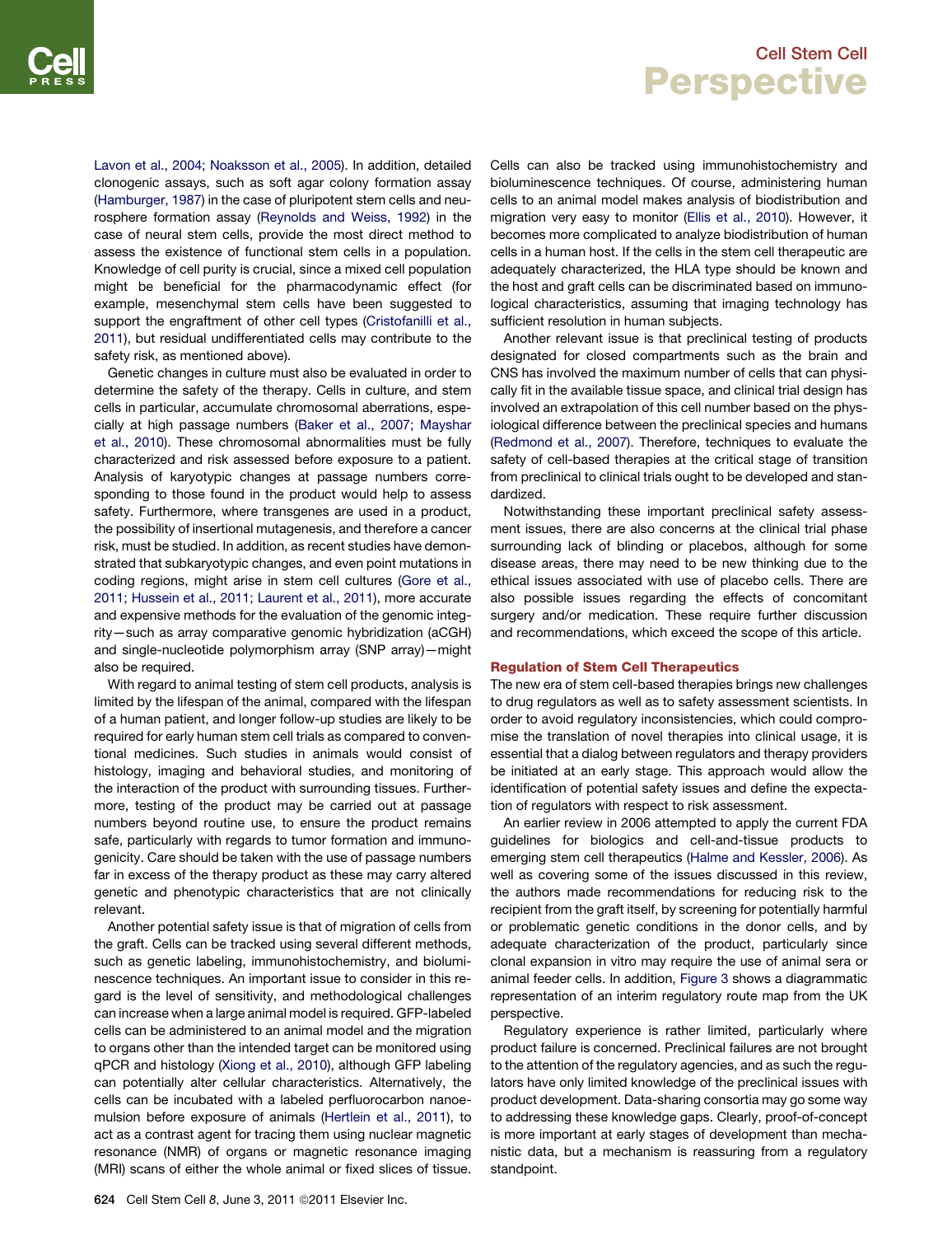Lavon et al., 2004; Noaksson et al., 2005). In addition, detailed clonogenic assays, such as soft agar colony formation assay (Hamburger, 1987) in the case of pluripotent stem cells and neurosphere formation assay (Reynolds and Weiss, 1992) in the case of neural stem cells, provide the most direct method to assess the existence of functional stem cells in a population. Knowledge of cell purity is crucial, since a mixed cell population might be beneficial for the pharmacodynamic effect (for example, mesenchymal stem cells have been suggested to support the engraftment of other cell types (Cristofanilli et al., 2011), but residual undifferentiated cells may contribute to the safety risk, as mentioned above).

Genetic changes in culture must also be evaluated in order to determine the safety of the therapy. Cells in culture, and stem cells in particular, accumulate chromosomal aberrations, especially at high passage numbers (Baker et al., 2007; Mayshar et al., 2010). These chromosomal abnormalities must be fully characterized and risk assessed before exposure to a patient. Analysis of karyotypic changes at passage numbers corresponding to those found in the product would help to assess safety. Furthermore, where transgenes are used in a product, the possibility of insertional mutagenesis, and therefore a cancer risk, must be studied. In addition, as recent studies have demonstrated that subkaryotypic changes, and even point mutations in coding regions, might arise in stem cell cultures (Gore et al., 2011; Hussein et al., 2011; Laurent et al., 2011), more accurate and expensive methods for the evaluation of the genomic integrity—such as array comparative genomic hybridization (aCGH) and single-nucleotide polymorphism array (SNP array)—might also be required.

With regard to animal testing of stem cell products, analysis is limited by the lifespan of the animal, compared with the lifespan of a human patient, and longer follow-up studies are likely to be required for early human stem cell trials as compared to conventional medicines. Such studies in animals would consist of histology, imaging and behavioral studies, and monitoring of the interaction of the product with surrounding tissues. Furthermore, testing of the product may be carried out at passage numbers beyond routine use, to ensure the product remains safe, particularly with regards to tumor formation and immunogenicity. Care should be taken with the use of passage numbers far in excess of the therapy product as these may carry altered genetic and phenotypic characteristics that are not clinically relevant.

Another potential safety issue is that of migration of cells from the graft. Cells can be tracked using several different methods, such as genetic labeling, immunohistochemistry, and bioluminescence techniques. An important issue to consider in this regard is the level of sensitivity, and methodological challenges can increase when a large animal model is required. GFP-labeled cells can be administered to an animal model and the migration to organs other than the intended target can be monitored using qPCR and histology (Xiong et al., 2010), although GFP labeling can potentially alter cellular characteristics. Alternatively, the cells can be incubated with a labeled perfluorocarbon nanoemulsion before exposure of animals (Hertlein et al., 2011), to act as a contrast agent for tracing them using nuclear magnetic resonance (NMR) of organs or magnetic resonance imaging (MRI) scans of either the whole animal or fixed slices of tissue. Cells can also be tracked using immunohistochemistry and bioluminescence techniques. Of course, administering human cells to an animal model makes analysis of biodistribution and migration very easy to monitor (Ellis et al., 2010). However, it becomes more complicated to analyze biodistribution of human cells in a human host. If the cells in the stem cell therapeutic are adequately characterized, the HLA type should be known and the host and graft cells can be discriminated based on immunological characteristics, assuming that imaging technology has sufficient resolution in human subjects.

Another relevant issue is that preclinical testing of products designated for closed compartments such as the brain and CNS has involved the maximum number of cells that can physically fit in the available tissue space, and clinical trial design has involved an extrapolation of this cell number based on the physiological difference between the preclinical species and humans (Redmond et al., 2007). Therefore, techniques to evaluate the safety of cell-based therapies at the critical stage of transition from preclinical to clinical trials ought to be developed and standardized.

Notwithstanding these important preclinical safety assessment issues, there are also concerns at the clinical trial phase surrounding lack of blinding or placebos, although for some disease areas, there may need to be new thinking due to the ethical issues associated with use of placebo cells. There are also possible issues regarding the effects of concomitant surgery and/or medication. These require further discussion and recommendations, which exceed the scope of this article.

## Regulation of Stem Cell Therapeutics

The new era of stem cell-based therapies brings new challenges to drug regulators as well as to safety assessment scientists. In order to avoid regulatory inconsistencies, which could compromise the translation of novel therapies into clinical usage, it is essential that a dialog between regulators and therapy providers be initiated at an early stage. This approach would allow the identification of potential safety issues and define the expectation of regulators with respect to risk assessment.

An earlier review in 2006 attempted to apply the current FDA guidelines for biologics and cell-and-tissue products to emerging stem cell therapeutics (Halme and Kessler, 2006). As well as covering some of the issues discussed in this review, the authors made recommendations for reducing risk to the recipient from the graft itself, by screening for potentially harmful or problematic genetic conditions in the donor cells, and by adequate characterization of the product, particularly since clonal expansion in vitro may require the use of animal sera or animal feeder cells. In addition, Figure 3 shows a diagrammatic representation of an interim regulatory route map from the UK perspective.

Regulatory experience is rather limited, particularly where product failure is concerned. Preclinical failures are not brought to the attention of the regulatory agencies, and as such the regulators have only limited knowledge of the preclinical issues with product development. Data-sharing consortia may go some way to addressing these knowledge gaps. Clearly, proof-of-concept is more important at early stages of development than mechanistic data, but a mechanism is reassuring from a regulatory standpoint.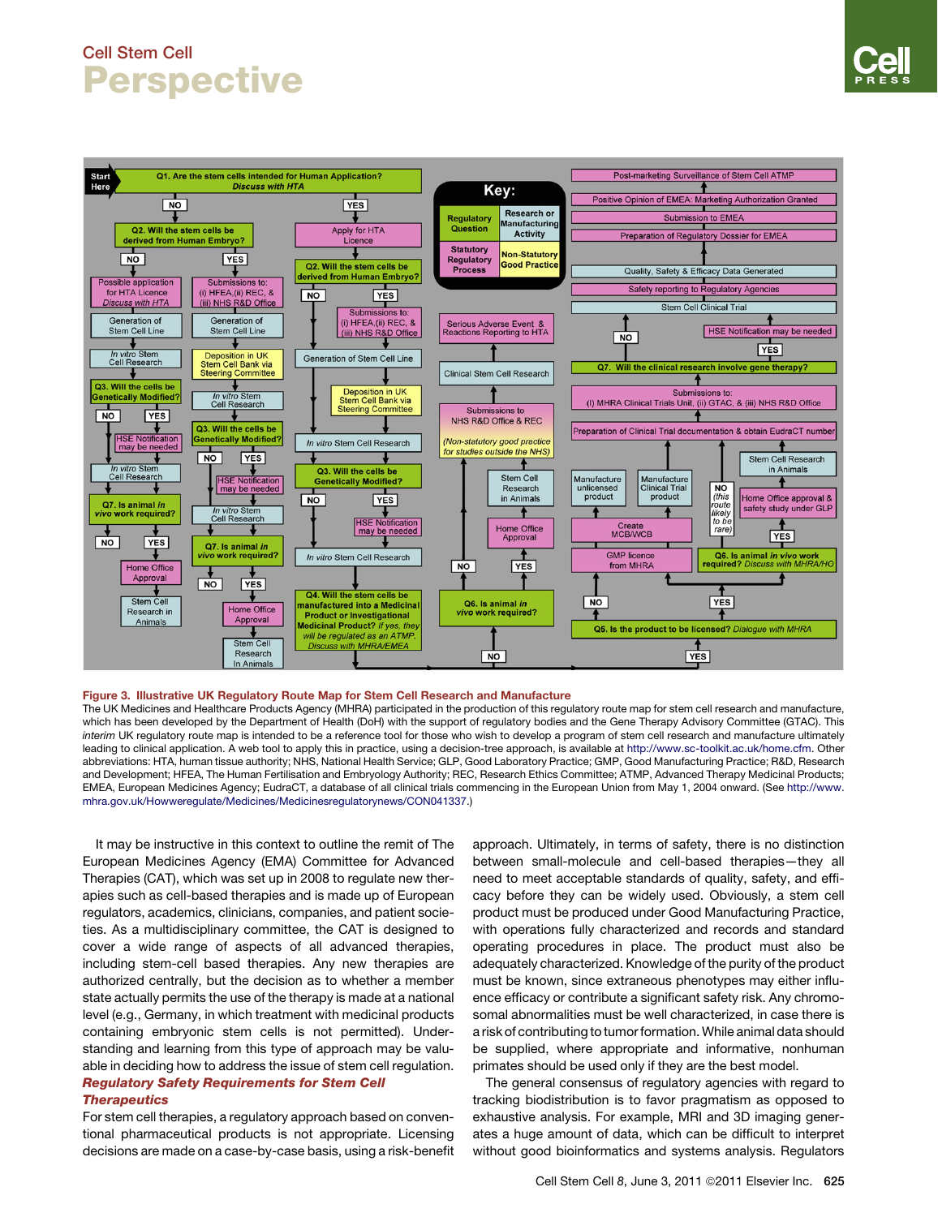**Figure 3. Illustrative UK Regulatory Route Map for Stem Cell Research and Manufacture**

The UK Medicines and Healthcare Products Agency (MHRA) participated in the production of this regulatory route map for stem cell research and manufacture, which has been developed by the Department of Health (DoH) with the support of regulatory bodies and the Gene Therapy Advisory Committee (GTAC). This *interim* UK regulatory route map is intended to be a reference tool for those who wish to develop a program of stem cell research and manufacture ultimately leading to clinical application. A web tool to apply this in practice, using a decision-tree approach, is available at http://www.sc-toolkit.ac.uk/home.cfm. Other abbreviations: HTA, human tissue authority; NHS, National Health Service; GLP, Good Laboratory Practice; GMP, Good Manufacturing Practice; R&D, Research and Development; HFEA, The Human Fertilisation and Embryology Authority; REC, Research Ethics Committee; ATMP, Advanced Therapy Medicinal Products; EMEA, European Medicines Agency; EudraCT, a database of all clinical trials commencing in the European Union from May 1, 2004 onward. (See http://www.mhra.gov.uk/Howweregulate/Medicines/Medicinesregulatorynews/CON041337.)

It may be instructive in this context to outline the remit of The European Medicines Agency (EMA) Committee for Advanced Therapies (CAT), which was set up in 2008 to regulate new therapies such as cell-based therapies and is made up of European regulators, academics, clinicians, companies, and patient societies. As a multidisciplinary committee, the CAT is designed to cover a wide range of aspects of all advanced therapies, including stem-cell based therapies. Any new therapies are authorized centrally, but the decision as to whether a member state actually permits the use of the therapy is made at a national level (e.g., Germany, in which treatment with medicinal products containing embryonic stem cells is not permitted). Understanding and learning from this type of approach may be valuable in deciding how to address the issue of stem cell regulation.

## Regulatory Safety Requirements for Stem Cell Therapeutics

For stem cell therapies, a regulatory approach based on conventional pharmaceutical products is not appropriate. Licensing decisions are made on a case-by-case basis, using a risk-benefit approach. Ultimately, in terms of safety, there is no distinction between small-molecule and cell-based therapies—they all need to meet acceptable standards of quality, safety, and efficacy before they can be widely used. Obviously, a stem cell product must be produced under Good Manufacturing Practice, with operations fully characterized and records and standard operating procedures in place. The product must also be adequately characterized. Knowledge of the purity of the product must be known, since extraneous phenotypes may either influence efficacy or contribute a significant safety risk. Any chromosomal abnormalities must be well characterized, in case there is a risk of contributing to tumor formation. While animal data should be supplied, where appropriate and informative, nonhuman primates should be used only if they are the best model.

The general consensus of regulatory agencies with regard to tracking biodistribution is to favor pragmatism as opposed to exhaustive analysis. For example, MRI and 3D imaging generates a huge amount of data, which can be difficult to interpret without good bioinformatics and systems analysis. Regulators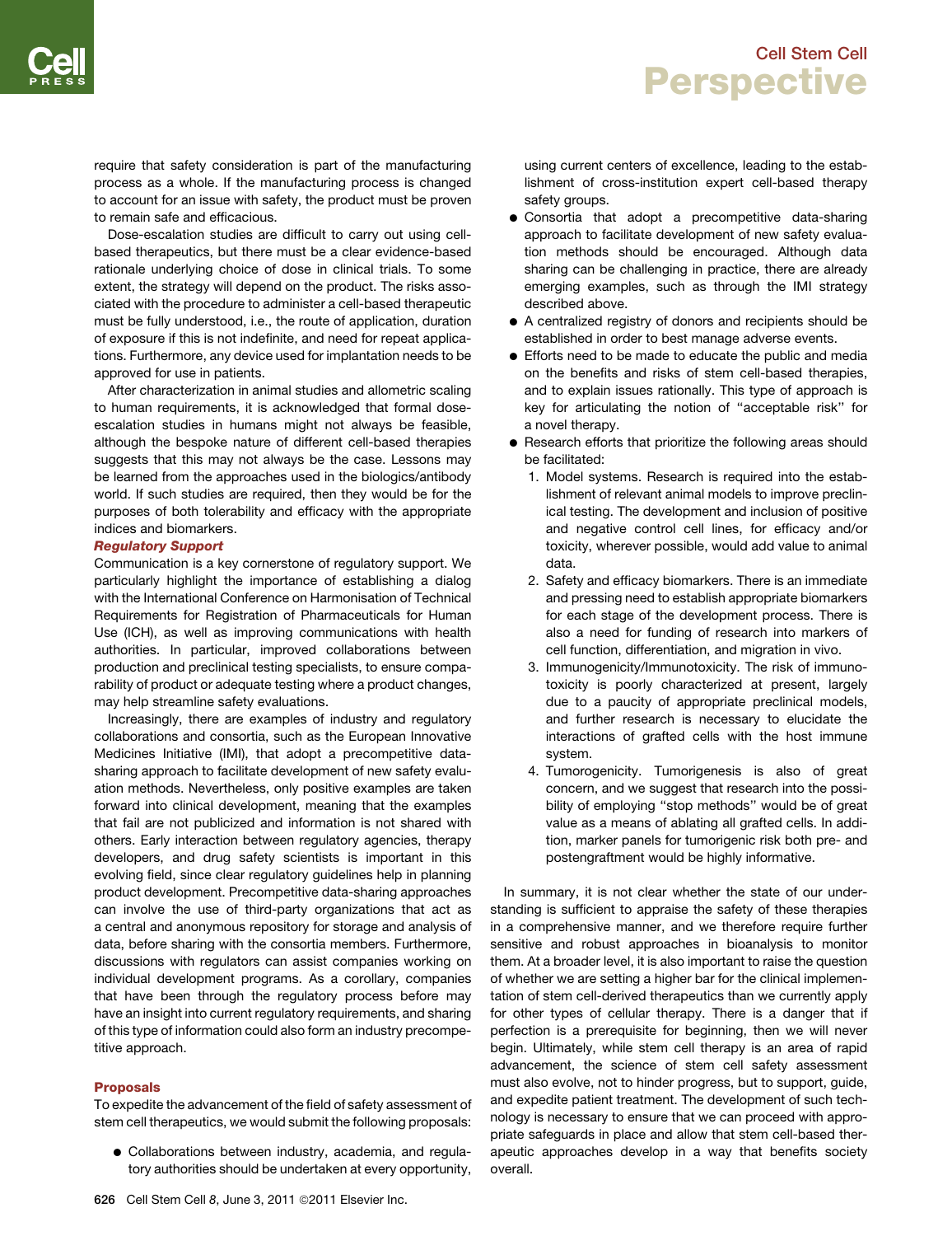require that safety consideration is part of the manufacturing process as a whole. If the manufacturing process is changed to account for an issue with safety, the product must be proven to remain safe and efficacious.

Dose-escalation studies are difficult to carry out using cell-based therapeutics, but there must be a clear evidence-based rationale underlying choice of dose in clinical trials. To some extent, the strategy will depend on the product. The risks associated with the procedure to administer a cell-based therapeutic must be fully understood, i.e., the route of application, duration of exposure if this is not indefinite, and need for repeat applications. Furthermore, any device used for implantation needs to be approved for use in patients.

After characterization in animal studies and allometric scaling to human requirements, it is acknowledged that formal dose-escalation studies in humans might not always be feasible, although the bespoke nature of different cell-based therapies suggests that this may not always be the case. Lessons may be learned from the approaches used in the biologics/antibody world. If such studies are required, then they would be for the purposes of both tolerability and efficacy with the appropriate indices and biomarkers.

***Regulatory Support***

Communication is a key cornerstone of regulatory support. We particularly highlight the importance of establishing a dialog with the International Conference on Harmonisation of Technical Requirements for Registration of Pharmaceuticals for Human Use (ICH), as well as improving communications with health authorities. In particular, improved collaborations between production and preclinical testing specialists, to ensure comparability of product or adequate testing where a product changes, may help streamline safety evaluations.

Increasingly, there are examples of industry and regulatory collaborations and consortia, such as the European Innovative Medicines Initiative (IMI), that adopt a precompetitive data-sharing approach to facilitate development of new safety evaluation methods. Nevertheless, only positive examples are taken forward into clinical development, meaning that the examples that fail are not publicized and information is not shared with others. Early interaction between regulatory agencies, therapy developers, and drug safety scientists is important in this evolving field, since clear regulatory guidelines help in planning product development. Precompetitive data-sharing approaches can involve the use of third-party organizations that act as a central and anonymous repository for storage and analysis of data, before sharing with the consortia members. Furthermore, discussions with regulators can assist companies working on individual development programs. As a corollary, companies that have been through the regulatory process before may have an insight into current regulatory requirements, and sharing of this type of information could also form an industry precompetitive approach.

## Proposals

To expedite the advancement of the field of safety assessment of stem cell therapeutics, we would submit the following proposals:

- Collaborations between industry, academia, and regulatory authorities should be undertaken at every opportunity, using current centers of excellence, leading to the establishment of cross-institution expert cell-based therapy safety groups.
- Consortia that adopt a precompetitive data-sharing approach to facilitate development of new safety evaluation methods should be encouraged. Although data sharing can be challenging in practice, there are already emerging examples, such as through the IMI strategy described above.
- A centralized registry of donors and recipients should be established in order to best manage adverse events.
- Efforts need to be made to educate the public and media on the benefits and risks of stem cell-based therapies, and to explain issues rationally. This type of approach is key for articulating the notion of "acceptable risk" for a novel therapy.
- Research efforts that prioritize the following areas should be facilitated:
  1. Model systems. Research is required into the establishment of relevant animal models to improve preclinical testing. The development and inclusion of positive and negative control cell lines, for efficacy and/or toxicity, wherever possible, would add value to animal data.
  2. Safety and efficacy biomarkers. There is an immediate and pressing need to establish appropriate biomarkers for each stage of the development process. There is also a need for funding of research into markers of cell function, differentiation, and migration in vivo.
  3. Immunogenicity/Immunotoxicity. The risk of immunotoxicity is poorly characterized at present, largely due to a paucity of appropriate preclinical models, and further research is necessary to elucidate the interactions of grafted cells with the host immune system.
  4. Tumorogenicity. Tumorigenesis is also of great concern, and we suggest that research into the possibility of employing "stop methods" would be of great value as a means of ablating all grafted cells. In addition, marker panels for tumorigenic risk both pre- and postengraftment would be highly informative.

In summary, it is not clear whether the state of our understanding is sufficient to appraise the safety of these therapies in a comprehensive manner, and we therefore require further sensitive and robust approaches in bioanalysis to monitor them. At a broader level, it is also important to raise the question of whether we are setting a higher bar for the clinical implementation of stem cell-derived therapeutics than we currently apply for other types of cellular therapy. There is a danger that if perfection is a prerequisite for beginning, then we will never begin. Ultimately, while stem cell therapy is an area of rapid advancement, the science of stem cell safety assessment must also evolve, not to hinder progress, but to support, guide, and expedite patient treatment. The development of such technology is necessary to ensure that we can proceed with appropriate safeguards in place and allow that stem cell-based therapeutic approaches develop in a way that benefits society overall.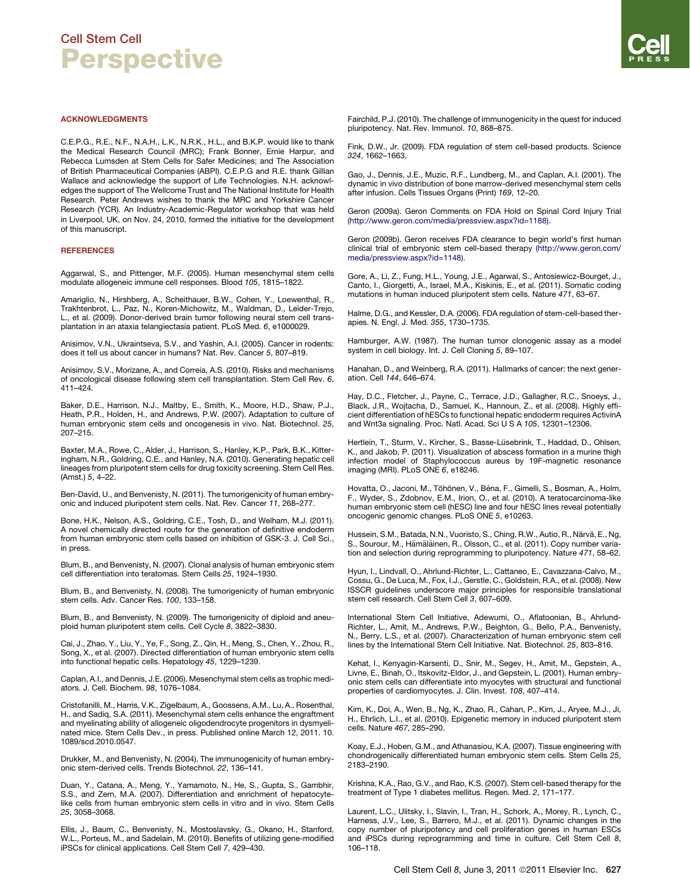## ACKNOWLEDGMENTS

C.E.P.G., R.E., N.F., N.A.H., L.K., N.R.K., H.L., and B.K.P. would like to thank the Medical Research Council (MRC); Frank Bonner, Ernie Harpur, and Rebecca Lumsden at Stem Cells for Safer Medicines; and The Association of British Pharmaceutical Companies (ABPI). C.E.P.G and R.E. thank Gillian Wallace and acknowledge the support of Life Technologies. N.H. acknowledges the support of The Wellcome Trust and The National Institute for Health Research. Peter Andrews wishes to thank the MRC and Yorkshire Cancer Research (YCR). An Industry-Academic-Regulator workshop that was held in Liverpool, UK, on Nov. 24, 2010, formed the initiative for the development of this manuscript.

## REFERENCES

Aggarwal, S., and Pittenger, M.F. (2005). Human mesenchymal stem cells modulate allogeneic immune cell responses. Blood *105*, 1815–1822.

Amariglio, N., Hirshberg, A., Scheithauer, B.W., Cohen, Y., Loewenthal, R., Trakhtenbrot, L., Paz, N., Koren-Michowitz, M., Waldman, D., Leider-Trejo, L., et al. (2009). Donor-derived brain tumor following neural stem cell transplantation in an ataxia telangiectasia patient. PLoS Med. *6*, e1000029.

Anisimov, V.N., Ukraintseva, S.V., and Yashin, A.I. (2005). Cancer in rodents: does it tell us about cancer in humans? Nat. Rev. Cancer *5*, 807–819.

Anisimov, S.V., Morizane, A., and Correia, A.S. (2010). Risks and mechanisms of oncological disease following stem cell transplantation. Stem Cell Rev. *6*, 411–424.

Baker, D.E., Harrison, N.J., Maltby, E., Smith, K., Moore, H.D., Shaw, P.J., Heath, P.R., Holden, H., and Andrews, P.W. (2007). Adaptation to culture of human embryonic stem cells and oncogenesis in vivo. Nat. Biotechnol. *25*, 207–215.

Baxter, M.A., Rowe, C., Alder, J., Harrison, S., Hanley, K.P., Park, B.K., Kitteringham, N.R., Goldring, C.E., and Hanley, N.A. (2010). Generating hepatic cell lineages from pluripotent stem cells for drug toxicity screening. Stem Cell Res. (Amst.) *5*, 4–22.

Ben-David, U., and Benvenisty, N. (2011). The tumorigenicity of human embryonic and induced pluripotent stem cells. Nat. Rev. Cancer *11*, 268–277.

Bone, H.K., Nelson, A.S., Goldring, C.E., Tosh, D., and Welham, M.J. (2011). A novel chemically directed route for the generation of definitive endoderm from human embryonic stem cells based on inhibition of GSK-3. J. Cell Sci., in press.

Blum, B., and Benvenisty, N. (2007). Clonal analysis of human embryonic stem cell differentiation into teratomas. Stem Cells *25*, 1924–1930.

Blum, B., and Benvenisty, N. (2008). The tumorigenicity of human embryonic stem cells. Adv. Cancer Res. *100*, 133–158.

Blum, B., and Benvenisty, N. (2009). The tumorigenicity of diploid and aneuploid human pluripotent stem cells. Cell Cycle *8*, 3822–3830.

Cai, J., Zhao, Y., Liu, Y., Ye, F., Song, Z., Qin, H., Meng, S., Chen, Y., Zhou, R., Song, X., et al. (2007). Directed differentiation of human embryonic stem cells into functional hepatic cells. Hepatology *45*, 1229–1239.

Caplan, A.I., and Dennis, J.E. (2006). Mesenchymal stem cells as trophic mediators. J. Cell. Biochem. *98*, 1076–1084.

Cristofanilli, M., Harris, V.K., Zigelbaum, A., Goossens, A.M., Lu, A., Rosenthal, H., and Sadiq, S.A. (2011). Mesenchymal stem cells enhance the engraftment and myelinating ability of allogeneic oligodendrocyte progenitors in dysmyelinated mice. Stem Cells Dev., in press. Published online March 12, 2011. 10.1089/scd.2010.0547.

Drukker, M., and Benvenisty, N. (2004). The immunogenicity of human embryonic stem-derived cells. Trends Biotechnol. *22*, 136–141.

Duan, Y., Catana, A., Meng, Y., Yamamoto, N., He, S., Gupta, S., Gambhir, S.S., and Zern, M.A. (2007). Differentiation and enrichment of hepatocyte-like cells from human embryonic stem cells in vitro and in vivo. Stem Cells *25*, 3058–3068.

Ellis, J., Baum, C., Benvenisty, N., Mostoslavsky, G., Okano, H., Stanford, W.L., Porteus, M., and Sadelain, M. (2010). Benefits of utilizing gene-modified iPSCs for clinical applications. Cell Stem Cell *7*, 429–430.

Fairchild, P.J. (2010). The challenge of immunogenicity in the quest for induced pluripotency. Nat. Rev. Immunol. *10*, 868–875.

Fink, D.W., Jr. (2009). FDA regulation of stem cell-based products. Science *324*, 1662–1663.

Gao, J., Dennis, J.E., Muzic, R.F., Lundberg, M., and Caplan, A.I. (2001). The dynamic in vivo distribution of bone marrow-derived mesenchymal stem cells after infusion. Cells Tissues Organs (Print) *169*, 12–20.

Geron (2009a). Geron Comments on FDA Hold on Spinal Cord Injury Trial (http://www.geron.com/media/pressview.aspx?id=1188).

Geron (2009b). Geron receives FDA clearance to begin world's first human clinical trial of embryonic stem cell-based therapy (http://www.geron.com/media/pressview.aspx?id=1148).

Gore, A., Li, Z., Fung, H.L., Young, J.E., Agarwal, S., Antosiewicz-Bourget, J., Canto, I., Giorgetti, A., Israel, M.A., Kiskinis, E., et al. (2011). Somatic coding mutations in human induced pluripotent stem cells. Nature *471*, 63–67.

Halme, D.G., and Kessler, D.A. (2006). FDA regulation of stem-cell-based therapies. N. Engl. J. Med. *355*, 1730–1735.

Hamburger, A.W. (1987). The human tumor clonogenic assay as a model system in cell biology. Int. J. Cell Cloning *5*, 89–107.

Hanahan, D., and Weinberg, R.A. (2011). Hallmarks of cancer: the next generation. Cell *144*, 646–674.

Hay, D.C., Fletcher, J., Payne, C., Terrace, J.D., Gallagher, R.C., Snoeys, J., Black, J.R., Wojtacha, D., Samuel, K., Hannoun, Z., et al. (2008). Highly efficient differentiation of hESCs to functional hepatic endoderm requires ActivinA and Wnt3a signaling. Proc. Natl. Acad. Sci U S A *105*, 12301–12306.

Hertlein, T., Sturm, V., Kircher, S., Basse-Lüsebrink, T., Haddad, D., Ohlsen, K., and Jakob, P. (2011). Visualization of abscess formation in a murine thigh infection model of Staphylococcus aureus by 19F-magnetic resonance imaging (MRI). PLoS ONE *6*, e18246.

Hovatta, O., Jaconi, M., Töhönen, V., Béna, F., Gimelli, S., Bosman, A., Holm, F., Wyder, S., Zdobnov, E.M., Irion, O., et al. (2010). A teratocarcinoma-like human embryonic stem cell (hESC) line and four hESC lines reveal potentially oncogenic genomic changes. PLoS ONE *5*, e10263.

Hussein, S.M., Batada, N.N., Vuoristo, S., Ching, R.W., Autio, R., Närvä, E., Ng, S., Sourour, M., Hämäläinen, R., Olsson, C., et al. (2011). Copy number variation and selection during reprogramming to pluripotency. Nature *471*, 58–62.

Hyun, I., Lindvall, O., Ahrlund-Richter, L., Cattaneo, E., Cavazzana-Calvo, M., Cossu, G., De Luca, M., Fox, I.J., Gerstle, C., Goldstein, R.A., et al. (2008). New ISSCR guidelines underscore major principles for responsible translational stem cell research. Cell Stem Cell *3*, 607–609.

International Stem Cell Initiative, Adewumi, O., Aflatoonian, B., Ahrlund-Richter, L., Amit, M., Andrews, P.W., Beighton, G., Bello, P.A., Benvenisty, N., Berry, L.S., et al. (2007). Characterization of human embryonic stem cell lines by the International Stem Cell Initiative. Nat. Biotechnol. *25*, 803–816.

Kehat, I., Kenyagin-Karsenti, D., Snir, M., Segev, H., Amit, M., Gepstein, A., Livne, E., Binah, O., Itskovitz-Eldor, J., and Gepstein, L. (2001). Human embryonic stem cells can differentiate into myocytes with structural and functional properties of cardiomyocytes. J. Clin. Invest. *108*, 407–414.

Kim, K., Doi, A., Wen, B., Ng, K., Zhao, R., Cahan, P., Kim, J., Aryee, M.J., Ji, H., Ehrlich, L.I., et al. (2010). Epigenetic memory in induced pluripotent stem cells. Nature *467*, 285–290.

Koay, E.J., Hoben, G.M., and Athanasiou, K.A. (2007). Tissue engineering with chondrogenically differentiated human embryonic stem cells. Stem Cells *25*, 2183–2190.

Krishna, K.A., Rao, G.V., and Rao, K.S. (2007). Stem cell-based therapy for the treatment of Type 1 diabetes mellitus. Regen. Med. *2*, 171–177.

Laurent, L.C., Ulitsky, I., Slavin, I., Tran, H., Schork, A., Morey, R., Lynch, C., Harness, J.V., Lee, S., Barrero, M.J., et al. (2011). Dynamic changes in the copy number of pluripotency and cell proliferation genes in human ESCs and iPSCs during reprogramming and time in culture. Cell Stem Cell *8*, 106–118.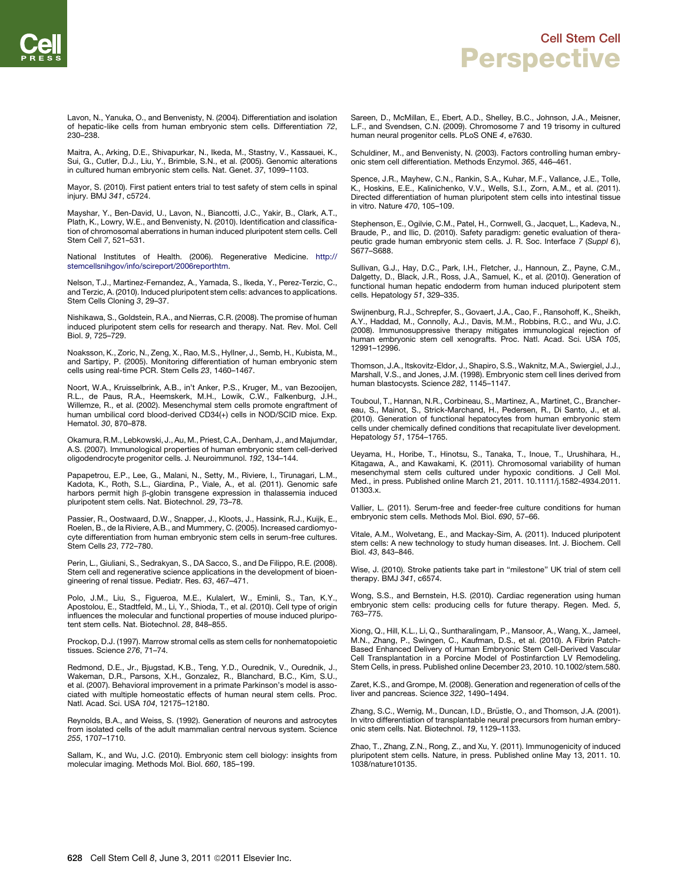Lavon, N., Yanuka, O., and Benvenisty, N. (2004). Differentiation and isolation of hepatic-like cells from human embryonic stem cells. Differentiation *72*, 230–238.

Maitra, A., Arking, D.E., Shivapurkar, N., Ikeda, M., Stastny, V., Kassauei, K., Sui, G., Cutler, D.J., Liu, Y., Brimble, S.N., et al. (2005). Genomic alterations in cultured human embryonic stem cells. Nat. Genet. *37*, 1099–1103.

Mayor, S. (2010). First patient enters trial to test safety of stem cells in spinal injury. BMJ *341*, c5724.

Mayshar, Y., Ben-David, U., Lavon, N., Biancotti, J.C., Yakir, B., Clark, A.T., Plath, K., Lowry, W.E., and Benvenisty, N. (2010). Identification and classification of chromosomal aberrations in human induced pluripotent stem cells. Cell Stem Cell *7*, 521–531.

National Institutes of Health. (2006). Regenerative Medicine. http://stemcellsnihgov/info/scireport/2006reporthtm.

Nelson, T.J., Martinez-Fernandez, A., Yamada, S., Ikeda, Y., Perez-Terzic, C., and Terzic, A. (2010). Induced pluripotent stem cells: advances to applications. Stem Cells Cloning *3*, 29–37.

Nishikawa, S., Goldstein, R.A., and Nierras, C.R. (2008). The promise of human induced pluripotent stem cells for research and therapy. Nat. Rev. Mol. Cell Biol. *9*, 725–729.

Noaksson, K., Zoric, N., Zeng, X., Rao, M.S., Hyllner, J., Semb, H., Kubista, M., and Sartipy, P. (2005). Monitoring differentiation of human embryonic stem cells using real-time PCR. Stem Cells *23*, 1460–1467.

Noort, W.A., Kruisselbrink, A.B., in't Anker, P.S., Kruger, M., van Bezooijen, R.L., de Paus, R.A., Heemskerk, M.H., Lowik, C.W., Falkenburg, J.H., Willemze, R., et al. (2002). Mesenchymal stem cells promote engraftment of human umbilical cord blood-derived CD34(+) cells in NOD/SCID mice. Exp. Hematol. *30*, 870–878.

Okamura, R.M., Lebkowski, J., Au, M., Priest, C.A., Denham, J., and Majumdar, A.S. (2007). Immunological properties of human embryonic stem cell-derived oligodendrocyte progenitor cells. J. Neuroimmunol. *192*, 134–144.

Papapetrou, E.P., Lee, G., Malani, N., Setty, M., Riviere, I., Tirunagari, L.M., Kadota, K., Roth, S.L., Giardina, P., Viale, A., et al. (2011). Genomic safe harbors permit high β-globin transgene expression in thalassemia induced pluripotent stem cells. Nat. Biotechnol. *29*, 73–78.

Passier, R., Oostwaard, D.W., Snapper, J., Kloots, J., Hassink, R.J., Kuijk, E., Roelen, B., de la Riviere, A.B., and Mummery, C. (2005). Increased cardiomyocyte differentiation from human embryonic stem cells in serum-free cultures. Stem Cells *23*, 772–780.

Perin, L., Giuliani, S., Sedrakyan, S., DA Sacco, S., and De Filippo, R.E. (2008). Stem cell and regenerative science applications in the development of bioengineering of renal tissue. Pediatr. Res. *63*, 467–471.

Polo, J.M., Liu, S., Figueroa, M.E., Kulalert, W., Eminli, S., Tan, K.Y., Apostolou, E., Stadtfeld, M., Li, Y., Shioda, T., et al. (2010). Cell type of origin influences the molecular and functional properties of mouse induced pluripotent stem cells. Nat. Biotechnol. *28*, 848–855.

Prockop, D.J. (1997). Marrow stromal cells as stem cells for nonhematopoietic tissues. Science *276*, 71–74.

Redmond, D.E., Jr., Bjugstad, K.B., Teng, Y.D., Ourednik, V., Ourednik, J., Wakeman, D.R., Parsons, X.H., Gonzalez, R., Blanchard, B.C., Kim, S.U., et al. (2007). Behavioral improvement in a primate Parkinson's model is associated with multiple homeostatic effects of human neural stem cells. Proc. Natl. Acad. Sci. USA *104*, 12175–12180.

Reynolds, B.A., and Weiss, S. (1992). Generation of neurons and astrocytes from isolated cells of the adult mammalian central nervous system. Science *255*, 1707–1710.

Sallam, K., and Wu, J.C. (2010). Embryonic stem cell biology: insights from molecular imaging. Methods Mol. Biol. *660*, 185–199.

Sareen, D., McMillan, E., Ebert, A.D., Shelley, B.C., Johnson, J.A., Meisner, L.F., and Svendsen, C.N. (2009). Chromosome 7 and 19 trisomy in cultured human neural progenitor cells. PLoS ONE *4*, e7630.

Schuldiner, M., and Benvenisty, N. (2003). Factors controlling human embryonic stem cell differentiation. Methods Enzymol. *365*, 446–461.

Spence, J.R., Mayhew, C.N., Rankin, S.A., Kuhar, M.F., Vallance, J.E., Tolle, K., Hoskins, E.E., Kalinichenko, V.V., Wells, S.I., Zorn, A.M., et al. (2011). Directed differentiation of human pluripotent stem cells into intestinal tissue in vitro. Nature *470*, 105–109.

Stephenson, E., Ogilvie, C.M., Patel, H., Cornwell, G., Jacquet, L., Kadeva, N., Braude, P., and Ilic, D. (2010). Safety paradigm: genetic evaluation of therapeutic grade human embryonic stem cells. J. R. Soc. Interface *7* (*Suppl 6*), S677–S688.

Sullivan, G.J., Hay, D.C., Park, I.H., Fletcher, J., Hannoun, Z., Payne, C.M., Dalgetty, D., Black, J.R., Ross, J.A., Samuel, K., et al. (2010). Generation of functional human hepatic endoderm from human induced pluripotent stem cells. Hepatology *51*, 329–335.

Swijnenburg, R.J., Schrepfer, S., Govaert, J.A., Cao, F., Ransohoff, K., Sheikh, A.Y., Haddad, M., Connolly, A.J., Davis, M.M., Robbins, R.C., and Wu, J.C. (2008). Immunosuppressive therapy mitigates immunological rejection of human embryonic stem cell xenografts. Proc. Natl. Acad. Sci. USA *105*, 12991–12996.

Thomson, J.A., Itskovitz-Eldor, J., Shapiro, S.S., Waknitz, M.A., Swiergiel, J.J., Marshall, V.S., and Jones, J.M. (1998). Embryonic stem cell lines derived from human blastocysts. Science *282*, 1145–1147.

Touboul, T., Hannan, N.R., Corbineau, S., Martinez, A., Martinet, C., Branchereau, S., Mainot, S., Strick-Marchand, H., Pedersen, R., Di Santo, J., et al. (2010). Generation of functional hepatocytes from human embryonic stem cells under chemically defined conditions that recapitulate liver development. Hepatology *51*, 1754–1765.

Ueyama, H., Horibe, T., Hinotsu, S., Tanaka, T., Inoue, T., Urushihara, H., Kitagawa, A., and Kawakami, K. (2011). Chromosomal variability of human mesenchymal stem cells cultured under hypoxic conditions. J Cell Mol. Med., in press. Published online March 21, 2011. 10.1111/j.1582-4934.2011.01303.x.

Vallier, L. (2011). Serum-free and feeder-free culture conditions for human embryonic stem cells. Methods Mol. Biol. *690*, 57–66.

Vitale, A.M., Wolvetang, E., and Mackay-Sim, A. (2011). Induced pluripotent stem cells: A new technology to study human diseases. Int. J. Biochem. Cell Biol. *43*, 843–846.

Wise, J. (2010). Stroke patients take part in "milestone" UK trial of stem cell therapy. BMJ *341*, c6574.

Wong, S.S., and Bernstein, H.S. (2010). Cardiac regeneration using human embryonic stem cells: producing cells for future therapy. Regen. Med. *5*, 763–775.

Xiong, Q., Hill, K.L., Li, Q., Suntharalingam, P., Mansoor, A., Wang, X., Jameel, M.N., Zhang, P., Swingen, C., Kaufman, D.S., et al. (2010). A Fibrin Patch-Based Enhanced Delivery of Human Embryonic Stem Cell-Derived Vascular Cell Transplantation in a Porcine Model of Postinfarction LV Remodeling. Stem Cells, in press. Published online December 23, 2010. 10.1002/stem.580.

Zaret, K.S., and Grompe, M. (2008). Generation and regeneration of cells of the liver and pancreas. Science *322*, 1490–1494.

Zhang, S.C., Wernig, M., Duncan, I.D., Brüstle, O., and Thomson, J.A. (2001). In vitro differentiation of transplantable neural precursors from human embryonic stem cells. Nat. Biotechnol. *19*, 1129–1133.

Zhao, T., Zhang, Z.N., Rong, Z., and Xu, Y. (2011). Immunogenicity of induced pluripotent stem cells. Nature, in press. Published online May 13, 2011. 10.1038/nature10135.